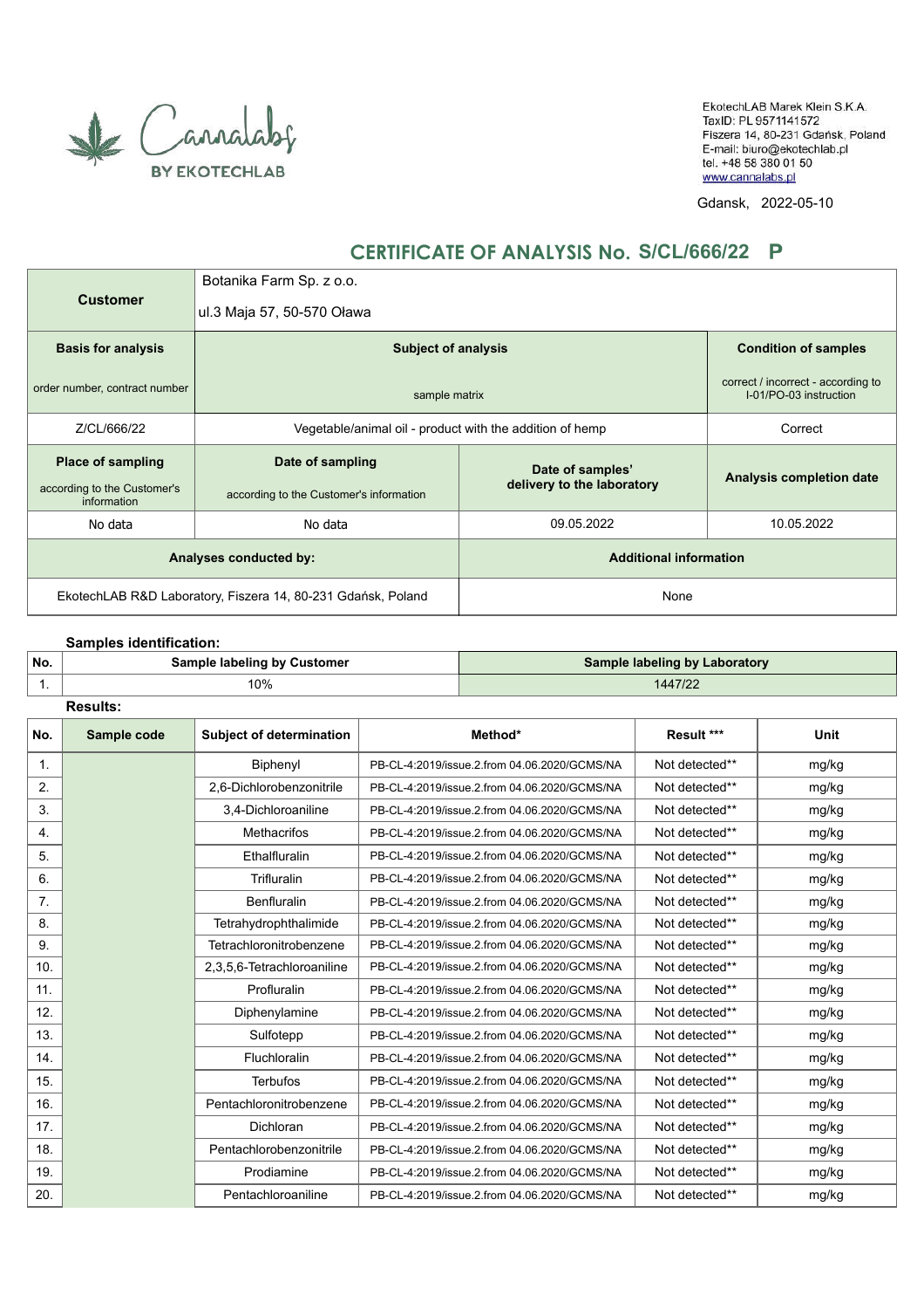Cannalabs BY EKOTECHLAB

EkotechLAB Marek Klein S.K.A.
TaxID: PL 9571141572
Fiszera 14, 80-231 Gdańsk, Poland
E-mail: biuro@ekotechlab.pl
tel. +48 58 380 01 50
www.cannalabs.pl

Gdansk, 2022-05-10

## CERTIFICATE OF ANALYSIS No. S/CL/666/22 P

| **Customer** | Botanika Farm Sp. z o.o. ul.3 Maja 57, 50-570 Oława | | |
|---|---|---|---|
| **Basis for analysis** order number, contract number | **Subject of analysis** sample matrix | | **Condition of samples** correct / incorrect - according to I-01/PO-03 instruction |
| Z/CL/666/22 | Vegetable/animal oil - product with the addition of hemp | | Correct |
| **Place of sampling** according to the Customer's information | **Date of sampling** according to the Customer's information | **Date of samples' delivery to the laboratory** | **Analysis completion date** |
| No data | No data | 09.05.2022 | 10.05.2022 |
| **Analyses conducted by:** | | **Additional information** | |
| EkotechLAB R&D Laboratory, Fiszera 14, 80-231 Gdańsk, Poland | | None | |

**Samples identification:**

| No. | Sample labeling by Customer | Sample labeling by Laboratory |
|---|---|---|
| 1. | 10% | 1447/22 |

**Results:**

| No. | Sample code | Subject of determination | Method* | Result *** | Unit |
|---|---|---|---|---|---|
| 1. | | Biphenyl | PB-CL-4:2019/issue.2.from 04.06.2020/GCMS/NA | Not detected** | mg/kg |
| 2. | | 2,6-Dichlorobenzonitrile | PB-CL-4:2019/issue.2.from 04.06.2020/GCMS/NA | Not detected** | mg/kg |
| 3. | | 3,4-Dichloroaniline | PB-CL-4:2019/issue.2.from 04.06.2020/GCMS/NA | Not detected** | mg/kg |
| 4. | | Methacrifos | PB-CL-4:2019/issue.2.from 04.06.2020/GCMS/NA | Not detected** | mg/kg |
| 5. | | Ethalfluralin | PB-CL-4:2019/issue.2.from 04.06.2020/GCMS/NA | Not detected** | mg/kg |
| 6. | | Trifluralin | PB-CL-4:2019/issue.2.from 04.06.2020/GCMS/NA | Not detected** | mg/kg |
| 7. | | Benfluralin | PB-CL-4:2019/issue.2.from 04.06.2020/GCMS/NA | Not detected** | mg/kg |
| 8. | | Tetrahydrophthalimide | PB-CL-4:2019/issue.2.from 04.06.2020/GCMS/NA | Not detected** | mg/kg |
| 9. | | Tetrachloronitrobenzene | PB-CL-4:2019/issue.2.from 04.06.2020/GCMS/NA | Not detected** | mg/kg |
| 10. | | 2,3,5,6-Tetrachloroaniline | PB-CL-4:2019/issue.2.from 04.06.2020/GCMS/NA | Not detected** | mg/kg |
| 11. | | Profluralin | PB-CL-4:2019/issue.2.from 04.06.2020/GCMS/NA | Not detected** | mg/kg |
| 12. | | Diphenylamine | PB-CL-4:2019/issue.2.from 04.06.2020/GCMS/NA | Not detected** | mg/kg |
| 13. | | Sulfotepp | PB-CL-4:2019/issue.2.from 04.06.2020/GCMS/NA | Not detected** | mg/kg |
| 14. | | Fluchloralin | PB-CL-4:2019/issue.2.from 04.06.2020/GCMS/NA | Not detected** | mg/kg |
| 15. | | Terbufos | PB-CL-4:2019/issue.2.from 04.06.2020/GCMS/NA | Not detected** | mg/kg |
| 16. | | Pentachloronitrobenzene | PB-CL-4:2019/issue.2.from 04.06.2020/GCMS/NA | Not detected** | mg/kg |
| 17. | | Dichloran | PB-CL-4:2019/issue.2.from 04.06.2020/GCMS/NA | Not detected** | mg/kg |
| 18. | | Pentachlorobenzonitrile | PB-CL-4:2019/issue.2.from 04.06.2020/GCMS/NA | Not detected** | mg/kg |
| 19. | | Prodiamine | PB-CL-4:2019/issue.2.from 04.06.2020/GCMS/NA | Not detected** | mg/kg |
| 20. | | Pentachloroaniline | PB-CL-4:2019/issue.2.from 04.06.2020/GCMS/NA | Not detected** | mg/kg |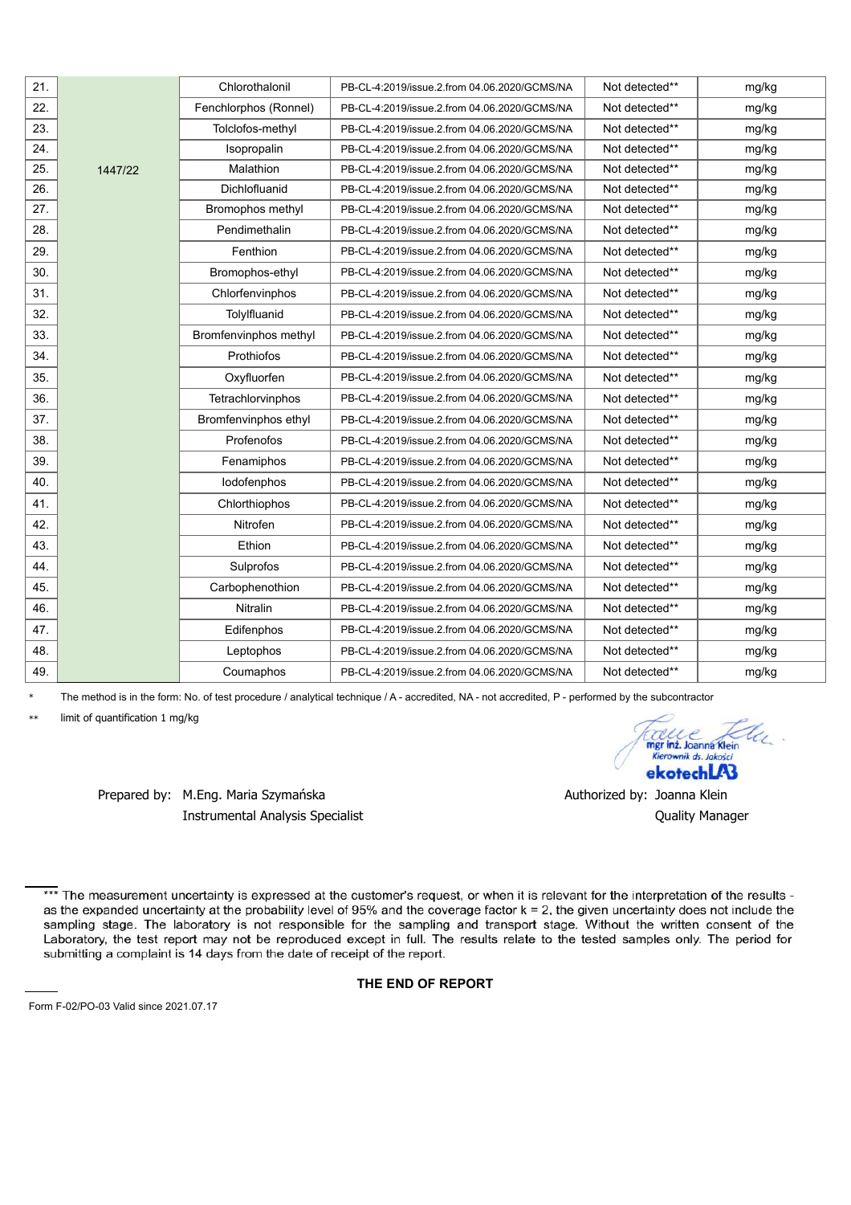| | | | | | |
|---|---|---|---|---|---|
| 21. | 1447/22 | Chlorothalonil | PB-CL-4:2019/issue.2.from 04.06.2020/GCMS/NA | Not detected** | mg/kg |
| 22. | | Fenchlorphos (Ronnel) | PB-CL-4:2019/issue.2.from 04.06.2020/GCMS/NA | Not detected** | mg/kg |
| 23. | | Tolclofos-methyl | PB-CL-4:2019/issue.2.from 04.06.2020/GCMS/NA | Not detected** | mg/kg |
| 24. | | Isopropalin | PB-CL-4:2019/issue.2.from 04.06.2020/GCMS/NA | Not detected** | mg/kg |
| 25. | | Malathion | PB-CL-4:2019/issue.2.from 04.06.2020/GCMS/NA | Not detected** | mg/kg |
| 26. | | Dichlofluanid | PB-CL-4:2019/issue.2.from 04.06.2020/GCMS/NA | Not detected** | mg/kg |
| 27. | | Bromophos methyl | PB-CL-4:2019/issue.2.from 04.06.2020/GCMS/NA | Not detected** | mg/kg |
| 28. | | Pendimethalin | PB-CL-4:2019/issue.2.from 04.06.2020/GCMS/NA | Not detected** | mg/kg |
| 29. | | Fenthion | PB-CL-4:2019/issue.2.from 04.06.2020/GCMS/NA | Not detected** | mg/kg |
| 30. | | Bromophos-ethyl | PB-CL-4:2019/issue.2.from 04.06.2020/GCMS/NA | Not detected** | mg/kg |
| 31. | | Chlorfenvinphos | PB-CL-4:2019/issue.2.from 04.06.2020/GCMS/NA | Not detected** | mg/kg |
| 32. | | Tolylfluanid | PB-CL-4:2019/issue.2.from 04.06.2020/GCMS/NA | Not detected** | mg/kg |
| 33. | | Bromfenvinphos methyl | PB-CL-4:2019/issue.2.from 04.06.2020/GCMS/NA | Not detected** | mg/kg |
| 34. | | Prothiofos | PB-CL-4:2019/issue.2.from 04.06.2020/GCMS/NA | Not detected** | mg/kg |
| 35. | | Oxyfluorfen | PB-CL-4:2019/issue.2.from 04.06.2020/GCMS/NA | Not detected** | mg/kg |
| 36. | | Tetrachlorvinphos | PB-CL-4:2019/issue.2.from 04.06.2020/GCMS/NA | Not detected** | mg/kg |
| 37. | | Bromfenvinphos ethyl | PB-CL-4:2019/issue.2.from 04.06.2020/GCMS/NA | Not detected** | mg/kg |
| 38. | | Profenofos | PB-CL-4:2019/issue.2.from 04.06.2020/GCMS/NA | Not detected** | mg/kg |
| 39. | | Fenamiphos | PB-CL-4:2019/issue.2.from 04.06.2020/GCMS/NA | Not detected** | mg/kg |
| 40. | | Iodofenphos | PB-CL-4:2019/issue.2.from 04.06.2020/GCMS/NA | Not detected** | mg/kg |
| 41. | | Chlorthiophos | PB-CL-4:2019/issue.2.from 04.06.2020/GCMS/NA | Not detected** | mg/kg |
| 42. | | Nitrofen | PB-CL-4:2019/issue.2.from 04.06.2020/GCMS/NA | Not detected** | mg/kg |
| 43. | | Ethion | PB-CL-4:2019/issue.2.from 04.06.2020/GCMS/NA | Not detected** | mg/kg |
| 44. | | Sulprofos | PB-CL-4:2019/issue.2.from 04.06.2020/GCMS/NA | Not detected** | mg/kg |
| 45. | | Carbophenothion | PB-CL-4:2019/issue.2.from 04.06.2020/GCMS/NA | Not detected** | mg/kg |
| 46. | | Nitralin | PB-CL-4:2019/issue.2.from 04.06.2020/GCMS/NA | Not detected** | mg/kg |
| 47. | | Edifenphos | PB-CL-4:2019/issue.2.from 04.06.2020/GCMS/NA | Not detected** | mg/kg |
| 48. | | Leptophos | PB-CL-4:2019/issue.2.from 04.06.2020/GCMS/NA | Not detected** | mg/kg |
| 49. | | Coumaphos | PB-CL-4:2019/issue.2.from 04.06.2020/GCMS/NA | Not detected** | mg/kg |

\* The method is in the form: No. of test procedure / analytical technique / A - accredited, NA - not accredited, P - performed by the subcontractor

\** limit of quantification 1 mg/kg

mgr inż. Joanna Klein
Kierownik ds. Jakości
ekotechLAB

Prepared by: M.Eng. Maria Szymańska
Instrumental Analysis Specialist

Authorized by: Joanna Klein
Quality Manager

\*** The measurement uncertainty is expressed at the customer's request, or when it is relevant for the interpretation of the results - as the expanded uncertainty at the probability level of 95% and the coverage factor k = 2, the given uncertainty does not include the sampling stage. The laboratory is not responsible for the sampling and transport stage. Without the written consent of the Laboratory, the test report may not be reproduced except in full. The results relate to the tested samples only. The period for submitting a complaint is 14 days from the date of receipt of the report.

**THE END OF REPORT**

Form F-02/PO-03 Valid since 2021.07.17